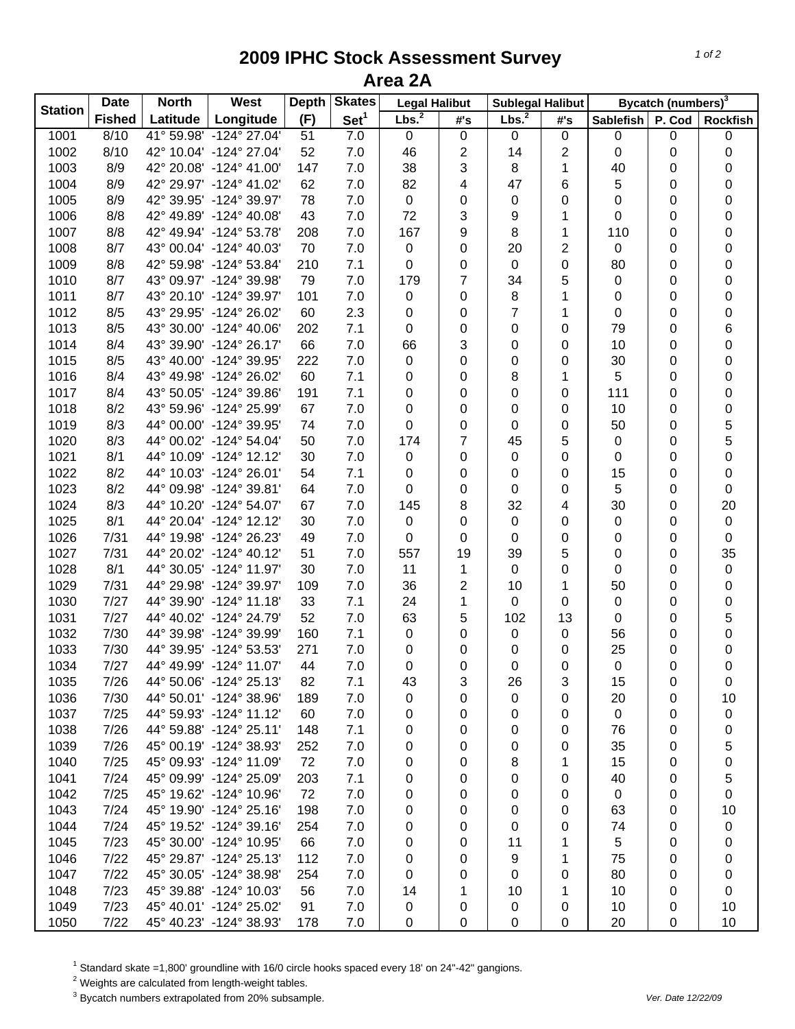# 2009 IPHC Stock Assessment Survey

## Area 2A

| Station | Date | North | West | Depth | Skates | Legal Halibut | | Sublegal Halibut | | Bycatch (numbers)[3] | | |
|---|---|---|---|---|---|---|---|---|---|---|---|---|
| | Fished | Latitude | Longitude | (F) | Set[1] | Lbs.[2] | #'s | Lbs.[2] | #'s | Sablefish | P. Cod | Rockfish |
| 1001 | 8/10 | 41° 59.98' | -124° 27.04' | 51 | 7.0 | 0 | 0 | 0 | 0 | 0 | 0 | 0 |
| 1002 | 8/10 | 42° 10.04' | -124° 27.04' | 52 | 7.0 | 46 | 2 | 14 | 2 | 0 | 0 | 0 |
| 1003 | 8/9 | 42° 20.08' | -124° 41.00' | 147 | 7.0 | 38 | 3 | 8 | 1 | 40 | 0 | 0 |
| 1004 | 8/9 | 42° 29.97' | -124° 41.02' | 62 | 7.0 | 82 | 4 | 47 | 6 | 5 | 0 | 0 |
| 1005 | 8/9 | 42° 39.95' | -124° 39.97' | 78 | 7.0 | 0 | 0 | 0 | 0 | 0 | 0 | 0 |
| 1006 | 8/8 | 42° 49.89' | -124° 40.08' | 43 | 7.0 | 72 | 3 | 9 | 1 | 0 | 0 | 0 |
| 1007 | 8/8 | 42° 49.94' | -124° 53.78' | 208 | 7.0 | 167 | 9 | 8 | 1 | 110 | 0 | 0 |
| 1008 | 8/7 | 43° 00.04' | -124° 40.03' | 70 | 7.0 | 0 | 0 | 20 | 2 | 0 | 0 | 0 |
| 1009 | 8/8 | 42° 59.98' | -124° 53.84' | 210 | 7.1 | 0 | 0 | 0 | 0 | 80 | 0 | 0 |
| 1010 | 8/7 | 43° 09.97' | -124° 39.98' | 79 | 7.0 | 179 | 7 | 34 | 5 | 0 | 0 | 0 |
| 1011 | 8/7 | 43° 20.10' | -124° 39.97' | 101 | 7.0 | 0 | 0 | 8 | 1 | 0 | 0 | 0 |
| 1012 | 8/5 | 43° 29.95' | -124° 26.02' | 60 | 2.3 | 0 | 0 | 7 | 1 | 0 | 0 | 0 |
| 1013 | 8/5 | 43° 30.00' | -124° 40.06' | 202 | 7.1 | 0 | 0 | 0 | 0 | 79 | 0 | 6 |
| 1014 | 8/4 | 43° 39.90' | -124° 26.17' | 66 | 7.0 | 66 | 3 | 0 | 0 | 10 | 0 | 0 |
| 1015 | 8/5 | 43° 40.00' | -124° 39.95' | 222 | 7.0 | 0 | 0 | 0 | 0 | 30 | 0 | 0 |
| 1016 | 8/4 | 43° 49.98' | -124° 26.02' | 60 | 7.1 | 0 | 0 | 8 | 1 | 5 | 0 | 0 |
| 1017 | 8/4 | 43° 50.05' | -124° 39.86' | 191 | 7.1 | 0 | 0 | 0 | 0 | 111 | 0 | 0 |
| 1018 | 8/2 | 43° 59.96' | -124° 25.99' | 67 | 7.0 | 0 | 0 | 0 | 0 | 10 | 0 | 0 |
| 1019 | 8/3 | 44° 00.00' | -124° 39.95' | 74 | 7.0 | 0 | 0 | 0 | 0 | 50 | 0 | 5 |
| 1020 | 8/3 | 44° 00.02' | -124° 54.04' | 50 | 7.0 | 174 | 7 | 45 | 5 | 0 | 0 | 5 |
| 1021 | 8/1 | 44° 10.09' | -124° 12.12' | 30 | 7.0 | 0 | 0 | 0 | 0 | 0 | 0 | 0 |
| 1022 | 8/2 | 44° 10.03' | -124° 26.01' | 54 | 7.1 | 0 | 0 | 0 | 0 | 15 | 0 | 0 |
| 1023 | 8/2 | 44° 09.98' | -124° 39.81' | 64 | 7.0 | 0 | 0 | 0 | 0 | 5 | 0 | 0 |
| 1024 | 8/3 | 44° 10.20' | -124° 54.07' | 67 | 7.0 | 145 | 8 | 32 | 4 | 30 | 0 | 20 |
| 1025 | 8/1 | 44° 20.04' | -124° 12.12' | 30 | 7.0 | 0 | 0 | 0 | 0 | 0 | 0 | 0 |
| 1026 | 7/31 | 44° 19.98' | -124° 26.23' | 49 | 7.0 | 0 | 0 | 0 | 0 | 0 | 0 | 0 |
| 1027 | 7/31 | 44° 20.02' | -124° 40.12' | 51 | 7.0 | 557 | 19 | 39 | 5 | 0 | 0 | 35 |
| 1028 | 8/1 | 44° 30.05' | -124° 11.97' | 30 | 7.0 | 11 | 1 | 0 | 0 | 0 | 0 | 0 |
| 1029 | 7/31 | 44° 29.98' | -124° 39.97' | 109 | 7.0 | 36 | 2 | 10 | 1 | 50 | 0 | 0 |
| 1030 | 7/27 | 44° 39.90' | -124° 11.18' | 33 | 7.1 | 24 | 1 | 0 | 0 | 0 | 0 | 0 |
| 1031 | 7/27 | 44° 40.02' | -124° 24.79' | 52 | 7.0 | 63 | 5 | 102 | 13 | 0 | 0 | 5 |
| 1032 | 7/30 | 44° 39.98' | -124° 39.99' | 160 | 7.1 | 0 | 0 | 0 | 0 | 56 | 0 | 0 |
| 1033 | 7/30 | 44° 39.95' | -124° 53.53' | 271 | 7.0 | 0 | 0 | 0 | 0 | 25 | 0 | 0 |
| 1034 | 7/27 | 44° 49.99' | -124° 11.07' | 44 | 7.0 | 0 | 0 | 0 | 0 | 0 | 0 | 0 |
| 1035 | 7/26 | 44° 50.06' | -124° 25.13' | 82 | 7.1 | 43 | 3 | 26 | 3 | 15 | 0 | 0 |
| 1036 | 7/30 | 44° 50.01' | -124° 38.96' | 189 | 7.0 | 0 | 0 | 0 | 0 | 20 | 0 | 10 |
| 1037 | 7/25 | 44° 59.93' | -124° 11.12' | 60 | 7.0 | 0 | 0 | 0 | 0 | 0 | 0 | 0 |
| 1038 | 7/26 | 44° 59.88' | -124° 25.11' | 148 | 7.1 | 0 | 0 | 0 | 0 | 76 | 0 | 0 |
| 1039 | 7/26 | 45° 00.19' | -124° 38.93' | 252 | 7.0 | 0 | 0 | 0 | 0 | 35 | 0 | 5 |
| 1040 | 7/25 | 45° 09.93' | -124° 11.09' | 72 | 7.0 | 0 | 0 | 8 | 1 | 15 | 0 | 0 |
| 1041 | 7/24 | 45° 09.99' | -124° 25.09' | 203 | 7.1 | 0 | 0 | 0 | 0 | 40 | 0 | 5 |
| 1042 | 7/25 | 45° 19.62' | -124° 10.96' | 72 | 7.0 | 0 | 0 | 0 | 0 | 0 | 0 | 0 |
| 1043 | 7/24 | 45° 19.90' | -124° 25.16' | 198 | 7.0 | 0 | 0 | 0 | 0 | 63 | 0 | 10 |
| 1044 | 7/24 | 45° 19.52' | -124° 39.16' | 254 | 7.0 | 0 | 0 | 0 | 0 | 74 | 0 | 0 |
| 1045 | 7/23 | 45° 30.00' | -124° 10.95' | 66 | 7.0 | 0 | 0 | 11 | 1 | 5 | 0 | 0 |
| 1046 | 7/22 | 45° 29.87' | -124° 25.13' | 112 | 7.0 | 0 | 0 | 9 | 1 | 75 | 0 | 0 |
| 1047 | 7/22 | 45° 30.05' | -124° 38.98' | 254 | 7.0 | 0 | 0 | 0 | 0 | 80 | 0 | 0 |
| 1048 | 7/23 | 45° 39.88' | -124° 10.03' | 56 | 7.0 | 14 | 1 | 10 | 1 | 10 | 0 | 0 |
| 1049 | 7/23 | 45° 40.01' | -124° 25.02' | 91 | 7.0 | 0 | 0 | 0 | 0 | 10 | 0 | 10 |
| 1050 | 7/22 | 45° 40.23' | -124° 38.93' | 178 | 7.0 | 0 | 0 | 0 | 0 | 20 | 0 | 10 |

[1] Standard skate =1,800' groundline with 16/0 circle hooks spaced every 18' on 24"-42" gangions.
[2] Weights are calculated from length-weight tables.
[3] Bycatch numbers extrapolated from 20% subsample.

*Ver. Date 12/22/09*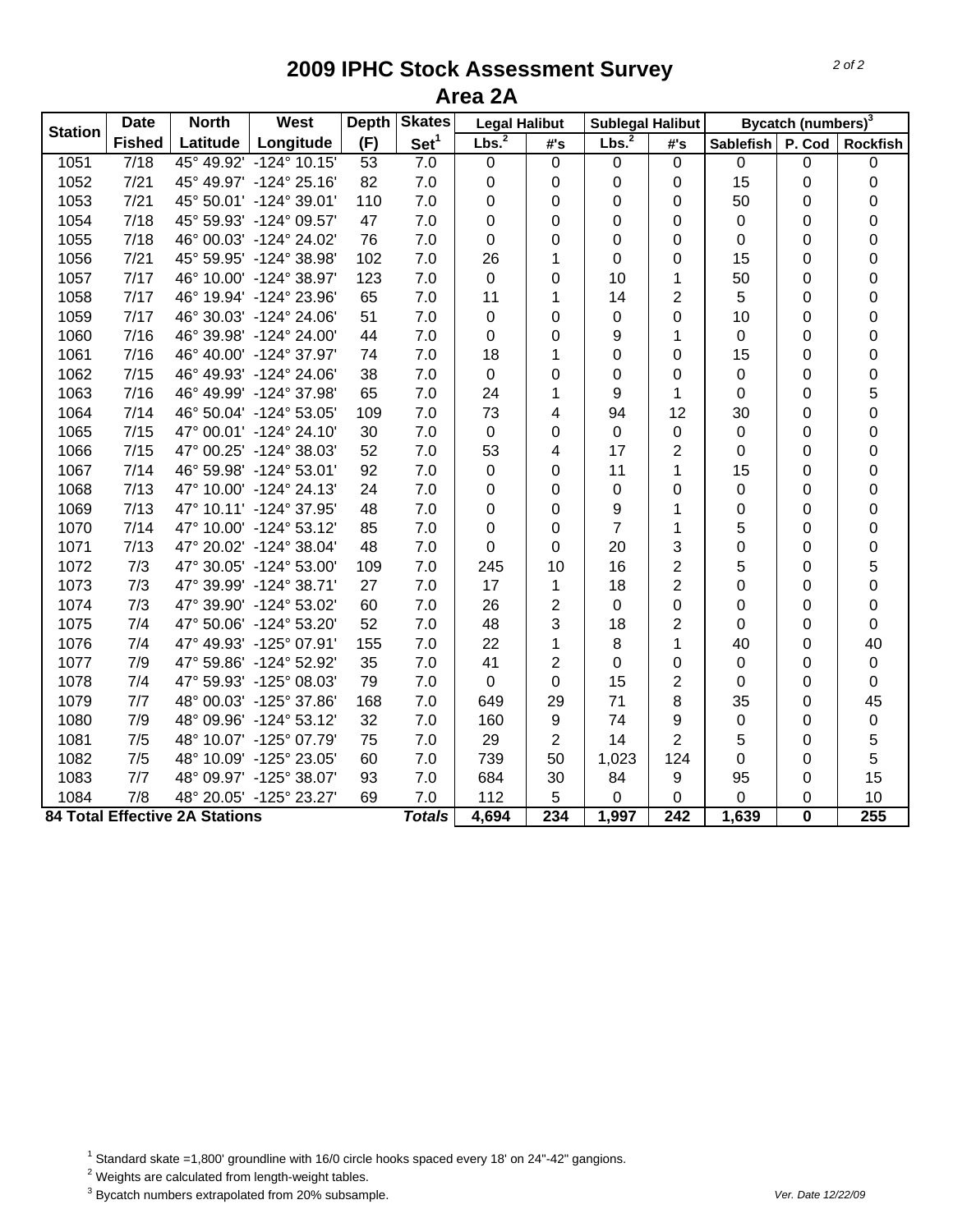# 2009 IPHC Stock Assessment Survey
## Area 2A

| Station | Date | North | West | Depth | Skates | Legal Halibut | | Sublegal Halibut | | Bycatch (numbers)[3] | | |
|---|---|---|---|---|---|---|---|---|---|---|---|---|
| | Fished | Latitude | Longitude | (F) | Set[1] | Lbs.[2] | #'s | Lbs.[2] | #'s | Sablefish | P. Cod | Rockfish |
| 1051 | 7/18 | 45° 49.92' | -124° 10.15' | 53 | 7.0 | 0 | 0 | 0 | 0 | 0 | 0 | 0 |
| 1052 | 7/21 | 45° 49.97' | -124° 25.16' | 82 | 7.0 | 0 | 0 | 0 | 0 | 15 | 0 | 0 |
| 1053 | 7/21 | 45° 50.01' | -124° 39.01' | 110 | 7.0 | 0 | 0 | 0 | 0 | 50 | 0 | 0 |
| 1054 | 7/18 | 45° 59.93' | -124° 09.57' | 47 | 7.0 | 0 | 0 | 0 | 0 | 0 | 0 | 0 |
| 1055 | 7/18 | 46° 00.03' | -124° 24.02' | 76 | 7.0 | 0 | 0 | 0 | 0 | 0 | 0 | 0 |
| 1056 | 7/21 | 45° 59.95' | -124° 38.98' | 102 | 7.0 | 26 | 1 | 0 | 0 | 15 | 0 | 0 |
| 1057 | 7/17 | 46° 10.00' | -124° 38.97' | 123 | 7.0 | 0 | 0 | 10 | 1 | 50 | 0 | 0 |
| 1058 | 7/17 | 46° 19.94' | -124° 23.96' | 65 | 7.0 | 11 | 1 | 14 | 2 | 5 | 0 | 0 |
| 1059 | 7/17 | 46° 30.03' | -124° 24.06' | 51 | 7.0 | 0 | 0 | 0 | 0 | 10 | 0 | 0 |
| 1060 | 7/16 | 46° 39.98' | -124° 24.00' | 44 | 7.0 | 0 | 0 | 9 | 1 | 0 | 0 | 0 |
| 1061 | 7/16 | 46° 40.00' | -124° 37.97' | 74 | 7.0 | 18 | 1 | 0 | 0 | 15 | 0 | 0 |
| 1062 | 7/15 | 46° 49.93' | -124° 24.06' | 38 | 7.0 | 0 | 0 | 0 | 0 | 0 | 0 | 0 |
| 1063 | 7/16 | 46° 49.99' | -124° 37.98' | 65 | 7.0 | 24 | 1 | 9 | 1 | 0 | 0 | 5 |
| 1064 | 7/14 | 46° 50.04' | -124° 53.05' | 109 | 7.0 | 73 | 4 | 94 | 12 | 30 | 0 | 0 |
| 1065 | 7/15 | 47° 00.01' | -124° 24.10' | 30 | 7.0 | 0 | 0 | 0 | 0 | 0 | 0 | 0 |
| 1066 | 7/15 | 47° 00.25' | -124° 38.03' | 52 | 7.0 | 53 | 4 | 17 | 2 | 0 | 0 | 0 |
| 1067 | 7/14 | 46° 59.98' | -124° 53.01' | 92 | 7.0 | 0 | 0 | 11 | 1 | 15 | 0 | 0 |
| 1068 | 7/13 | 47° 10.00' | -124° 24.13' | 24 | 7.0 | 0 | 0 | 0 | 0 | 0 | 0 | 0 |
| 1069 | 7/13 | 47° 10.11' | -124° 37.95' | 48 | 7.0 | 0 | 0 | 9 | 1 | 0 | 0 | 0 |
| 1070 | 7/14 | 47° 10.00' | -124° 53.12' | 85 | 7.0 | 0 | 0 | 7 | 1 | 5 | 0 | 0 |
| 1071 | 7/13 | 47° 20.02' | -124° 38.04' | 48 | 7.0 | 0 | 0 | 20 | 3 | 0 | 0 | 0 |
| 1072 | 7/3 | 47° 30.05' | -124° 53.00' | 109 | 7.0 | 245 | 10 | 16 | 2 | 5 | 0 | 5 |
| 1073 | 7/3 | 47° 39.99' | -124° 38.71' | 27 | 7.0 | 17 | 1 | 18 | 2 | 0 | 0 | 0 |
| 1074 | 7/3 | 47° 39.90' | -124° 53.02' | 60 | 7.0 | 26 | 2 | 0 | 0 | 0 | 0 | 0 |
| 1075 | 7/4 | 47° 50.06' | -124° 53.20' | 52 | 7.0 | 48 | 3 | 18 | 2 | 0 | 0 | 0 |
| 1076 | 7/4 | 47° 49.93' | -125° 07.91' | 155 | 7.0 | 22 | 1 | 8 | 1 | 40 | 0 | 40 |
| 1077 | 7/9 | 47° 59.86' | -124° 52.92' | 35 | 7.0 | 41 | 2 | 0 | 0 | 0 | 0 | 0 |
| 1078 | 7/4 | 47° 59.93' | -125° 08.03' | 79 | 7.0 | 0 | 0 | 15 | 2 | 0 | 0 | 0 |
| 1079 | 7/7 | 48° 00.03' | -125° 37.86' | 168 | 7.0 | 649 | 29 | 71 | 8 | 35 | 0 | 45 |
| 1080 | 7/9 | 48° 09.96' | -124° 53.12' | 32 | 7.0 | 160 | 9 | 74 | 9 | 0 | 0 | 0 |
| 1081 | 7/5 | 48° 10.07' | -125° 07.79' | 75 | 7.0 | 29 | 2 | 14 | 2 | 5 | 0 | 5 |
| 1082 | 7/5 | 48° 10.09' | -125° 23.05' | 60 | 7.0 | 739 | 50 | 1,023 | 124 | 0 | 0 | 5 |
| 1083 | 7/7 | 48° 09.97' | -125° 38.07' | 93 | 7.0 | 684 | 30 | 84 | 9 | 95 | 0 | 15 |
| 1084 | 7/8 | 48° 20.05' | -125° 23.27' | 69 | 7.0 | 112 | 5 | 0 | 0 | 0 | 0 | 10 |
| **84 Total Effective 2A Stations** | | | | | ***Totals*** | **4,694** | **234** | **1,997** | **242** | **1,639** | **0** | **255** |

[1] Standard skate =1,800' groundline with 16/0 circle hooks spaced every 18' on 24"-42" gangions.

[2] Weights are calculated from length-weight tables.

[3] Bycatch numbers extrapolated from 20% subsample.

*Ver. Date 12/22/09*